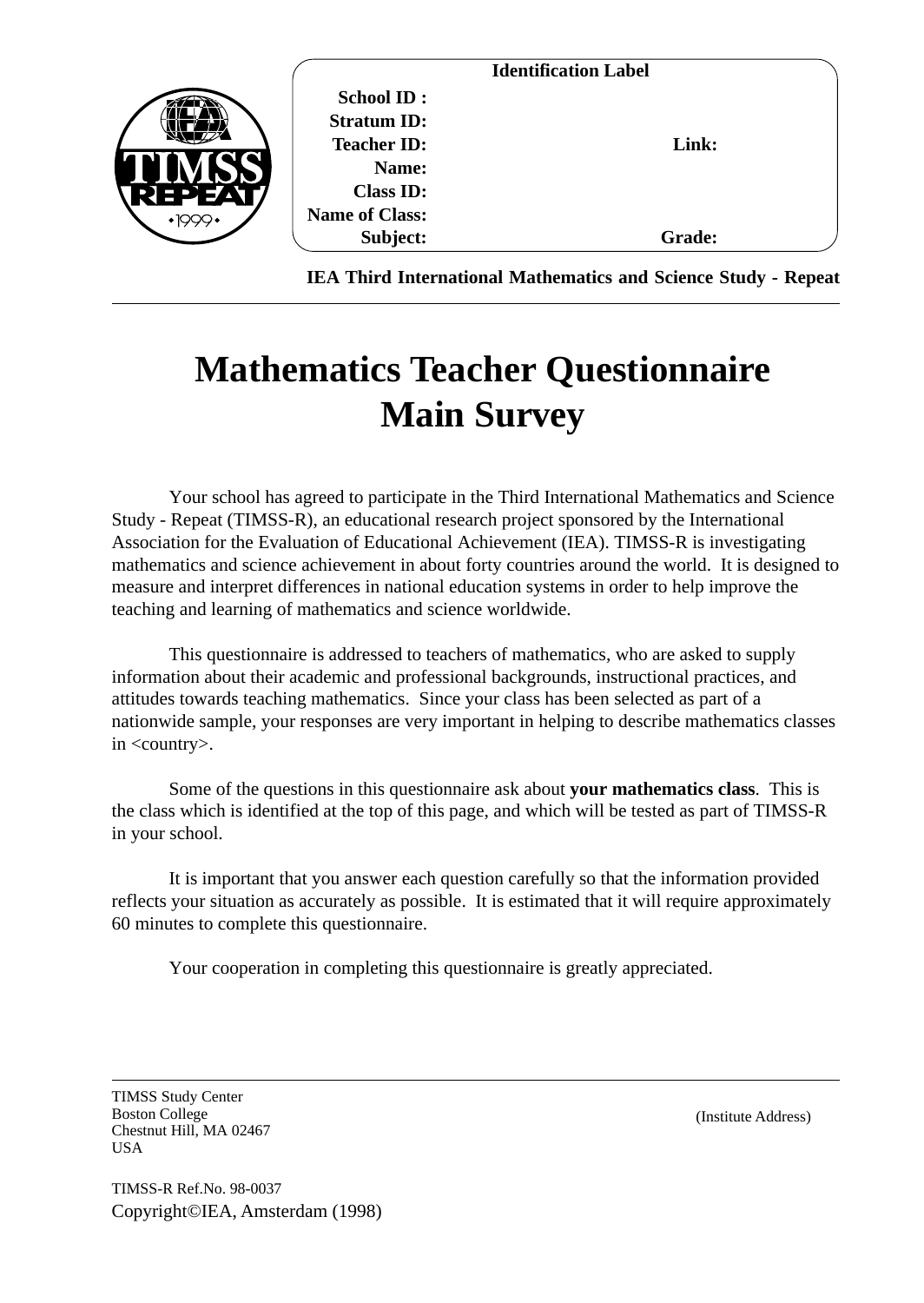**Identification Label**

**School ID :**
**Stratum ID:**
**Teacher ID:** **Link:**
**Name:**
**Class ID:**
**Name of Class:**
**Subject:** **Grade:**

**IEA Third International Mathematics and Science Study - Repeat**

# Mathematics Teacher Questionnaire Main Survey

Your school has agreed to participate in the Third International Mathematics and Science Study - Repeat (TIMSS-R), an educational research project sponsored by the International Association for the Evaluation of Educational Achievement (IEA). TIMSS-R is investigating mathematics and science achievement in about forty countries around the world. It is designed to measure and interpret differences in national education systems in order to help improve the teaching and learning of mathematics and science worldwide.

This questionnaire is addressed to teachers of mathematics, who are asked to supply information about their academic and professional backgrounds, instructional practices, and attitudes towards teaching mathematics. Since your class has been selected as part of a nationwide sample, your responses are very important in helping to describe mathematics classes in <country>.

Some of the questions in this questionnaire ask about **your mathematics class**. This is the class which is identified at the top of this page, and which will be tested as part of TIMSS-R in your school.

It is important that you answer each question carefully so that the information provided reflects your situation as accurately as possible. It is estimated that it will require approximately 60 minutes to complete this questionnaire.

Your cooperation in completing this questionnaire is greatly appreciated.

TIMSS Study Center
Boston College
Chestnut Hill, MA 02467
USA

(Institute Address)

TIMSS-R Ref.No. 98-0037
Copyright©IEA, Amsterdam (1998)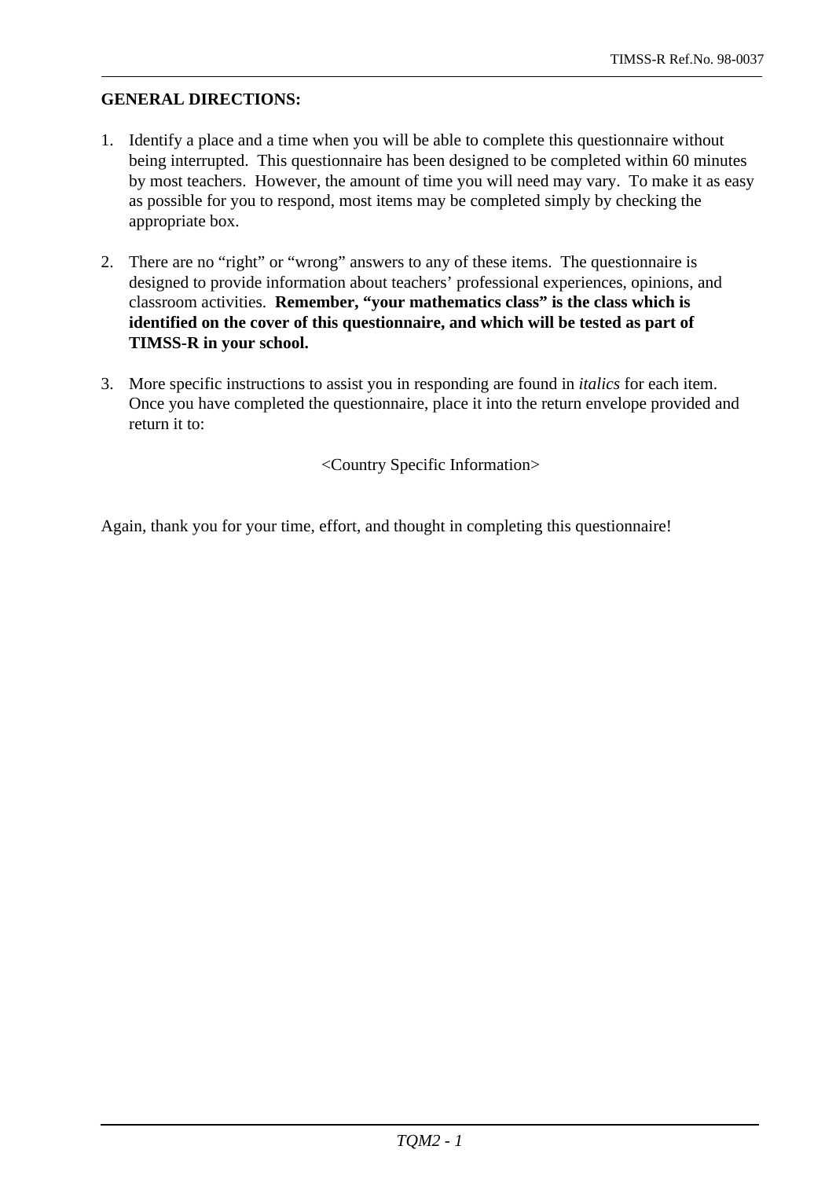**GENERAL DIRECTIONS:**

1. Identify a place and a time when you will be able to complete this questionnaire without being interrupted. This questionnaire has been designed to be completed within 60 minutes by most teachers. However, the amount of time you will need may vary. To make it as easy as possible for you to respond, most items may be completed simply by checking the appropriate box.

2. There are no "right" or "wrong" answers to any of these items. The questionnaire is designed to provide information about teachers' professional experiences, opinions, and classroom activities. **Remember, "your mathematics class" is the class which is identified on the cover of this questionnaire, and which will be tested as part of TIMSS-R in your school.**

3. More specific instructions to assist you in responding are found in *italics* for each item. Once you have completed the questionnaire, place it into the return envelope provided and return it to:

<Country Specific Information>

Again, thank you for your time, effort, and thought in completing this questionnaire!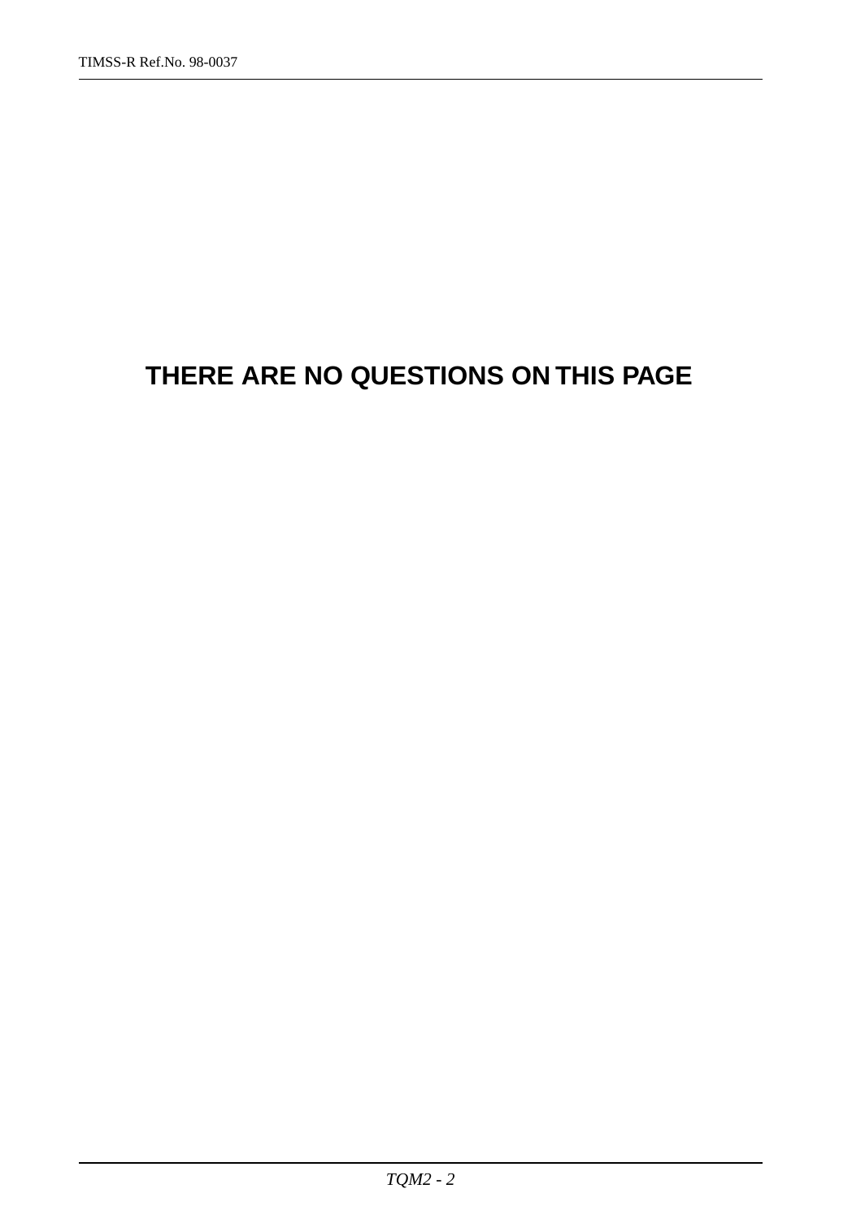**THERE ARE NO QUESTIONS ON THIS PAGE**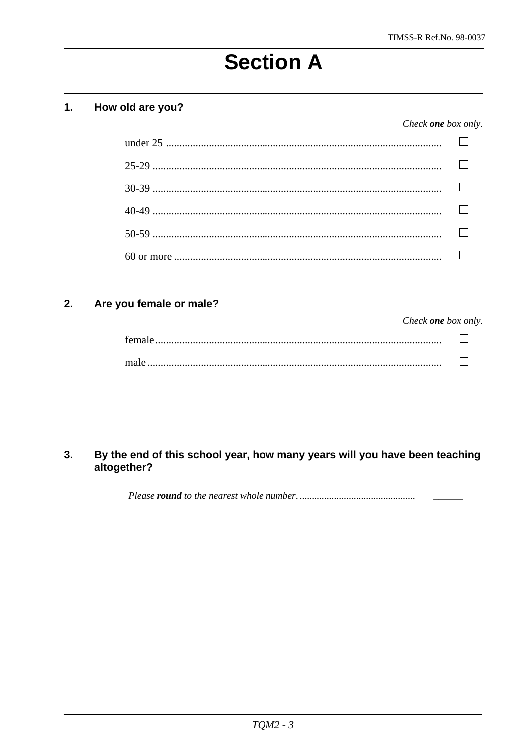# Section A

**1. How old are you?**

*Check **one** box only.*

- under 25 ☐
- 25-29 ☐
- 30-39 ☐
- 40-49 ☐
- 50-59 ☐
- 60 or more ☐

**2. Are you female or male?**

*Check **one** box only.*

- female ☐
- male ☐

**3. By the end of this school year, how many years will you have been teaching altogether?**

*Please **round** to the nearest whole number.* ______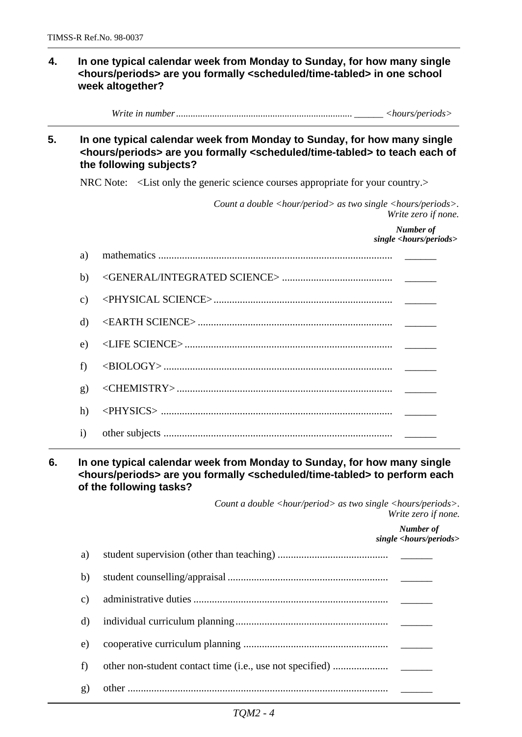**4. In one typical calendar week from Monday to Sunday, for how many single <hours/periods> are you formally <scheduled/time-tabled> in one school week altogether?**

*Write in number* ........................................................................ ______ *<hours/periods>*

---

**5. In one typical calendar week from Monday to Sunday, for how many single <hours/periods> are you formally <scheduled/time-tabled> to teach each of the following subjects?**

NRC Note: <List only the generic science courses appropriate for your country.>

*Count a double <hour/period> as two single <hours/periods>. Write zero if none.*

| | | ***Number of single <hours/periods>*** |
|---|---|---|
| a) | mathematics ........................................................................................ | ______ |
| b) | <GENERAL/INTEGRATED SCIENCE> .......................................... | ______ |
| c) | <PHYSICAL SCIENCE> .................................................................... | ______ |
| d) | <EARTH SCIENCE> ......................................................................... | ______ |
| e) | <LIFE SCIENCE> .............................................................................. | ______ |
| f) | <BIOLOGY> ...................................................................................... | ______ |
| g) | <CHEMISTRY> ................................................................................. | ______ |
| h) | <PHYSICS> ....................................................................................... | ______ |
| i) | other subjects ...................................................................................... | ______ |

---

**6. In one typical calendar week from Monday to Sunday, for how many single <hours/periods> are you formally <scheduled/time-tabled> to perform each of the following tasks?**

*Count a double <hour/period> as two single <hours/periods>. Write zero if none.*

| | | ***Number of single <hours/periods>*** |
|---|---|---|
| a) | student supervision (other than teaching) .......................................... | ______ |
| b) | student counselling/appraisal ............................................................. | ______ |
| c) | administrative duties .......................................................................... | ______ |
| d) | individual curriculum planning .......................................................... | ______ |
| e) | cooperative curriculum planning ....................................................... | ______ |
| f) | other non-student contact time (i.e., use not specified) ..................... | ______ |
| g) | other ................................................................................................... | ______ |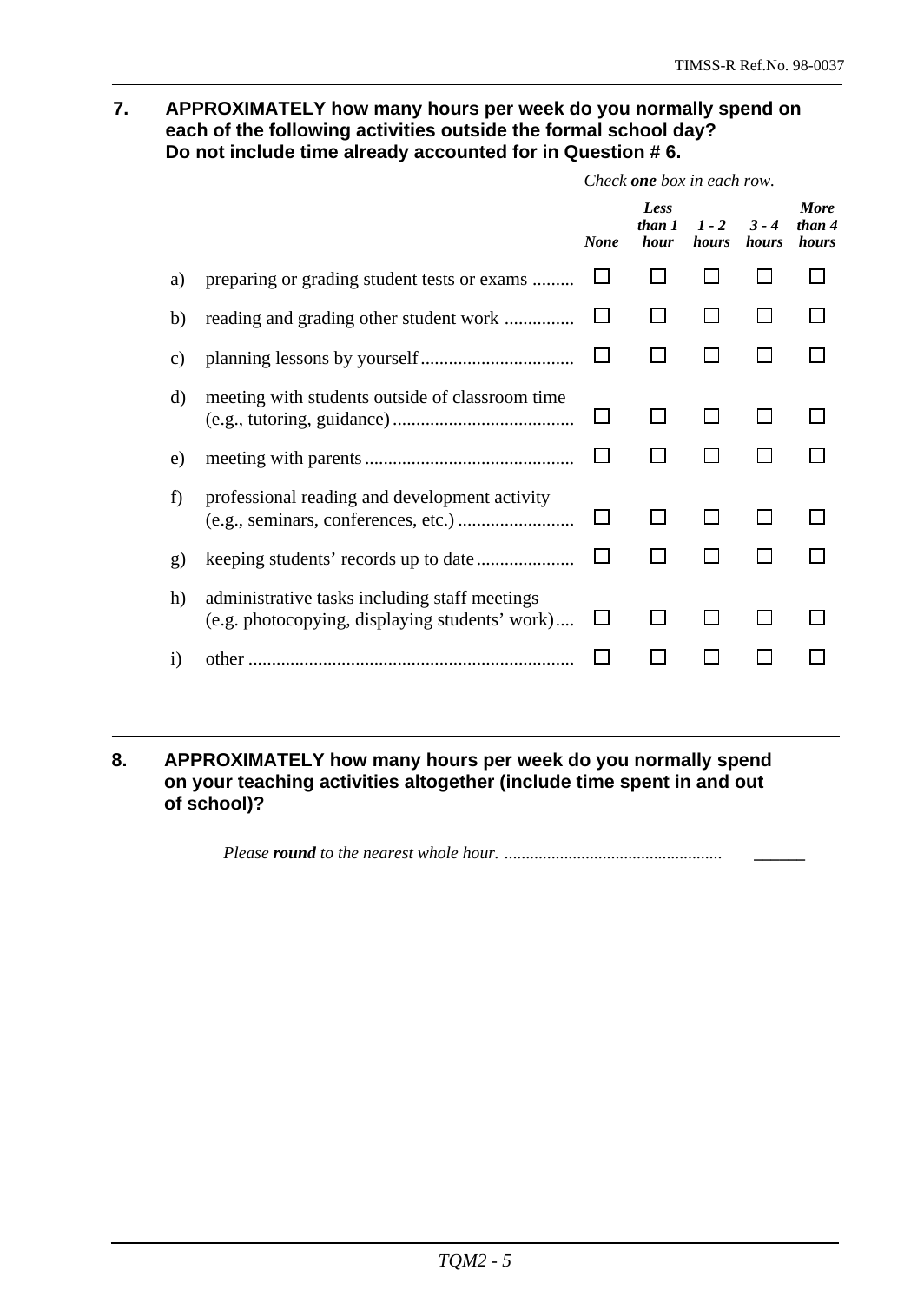**7. APPROXIMATELY how many hours per week do you normally spend on each of the following activities outside the formal school day? Do not include time already accounted for in Question # 6.**

*Check* ***one*** *box in each row.*

| | | *None* | *Less than 1 hour* | *1 - 2 hours* | *3 - 4 hours* | *More than 4 hours* |
|---|---|---|---|---|---|---|
| a) | preparing or grading student tests or exams | ☐ | ☐ | ☐ | ☐ | ☐ |
| b) | reading and grading other student work | ☐ | ☐ | ☐ | ☐ | ☐ |
| c) | planning lessons by yourself | ☐ | ☐ | ☐ | ☐ | ☐ |
| d) | meeting with students outside of classroom time (e.g., tutoring, guidance) | ☐ | ☐ | ☐ | ☐ | ☐ |
| e) | meeting with parents | ☐ | ☐ | ☐ | ☐ | ☐ |
| f) | professional reading and development activity (e.g., seminars, conferences, etc.) | ☐ | ☐ | ☐ | ☐ | ☐ |
| g) | keeping students' records up to date | ☐ | ☐ | ☐ | ☐ | ☐ |
| h) | administrative tasks including staff meetings (e.g. photocopying, displaying students' work) | ☐ | ☐ | ☐ | ☐ | ☐ |
| i) | other | ☐ | ☐ | ☐ | ☐ | ☐ |

**8. APPROXIMATELY how many hours per week do you normally spend on your teaching activities altogether (include time spent in and out of school)?**

*Please* ***round*** *to the nearest whole hour.* ______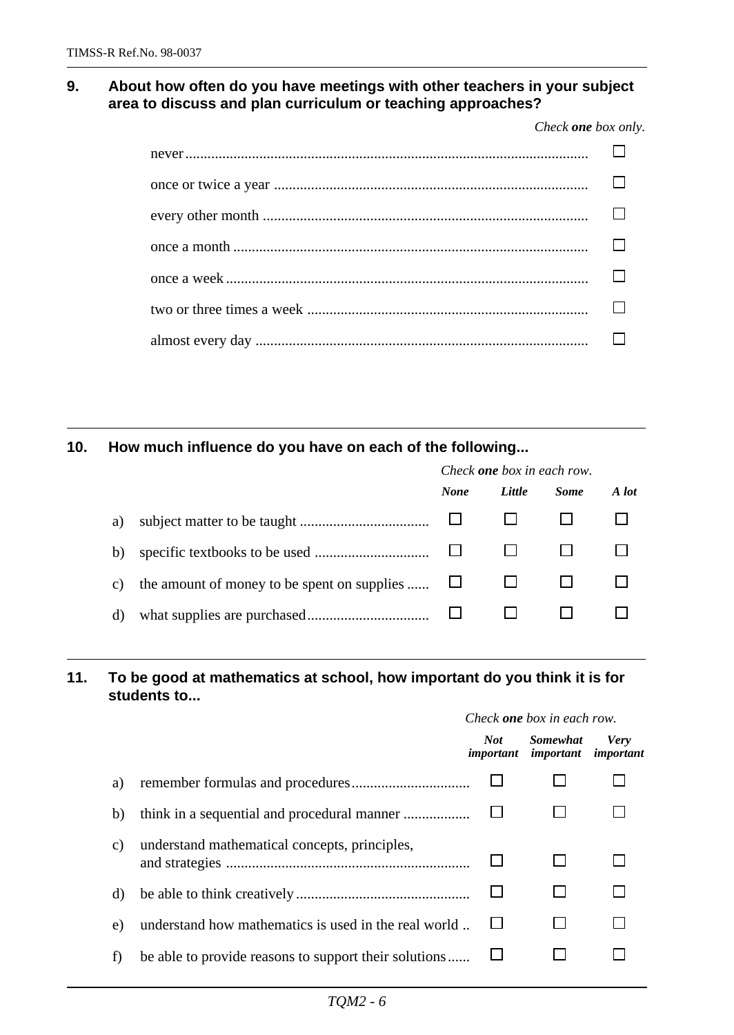**9. About how often do you have meetings with other teachers in your subject area to discuss and plan curriculum or teaching approaches?**

*Check **one** box only.*

| | |
|---|---|
| never | ☐ |
| once or twice a year | ☐ |
| every other month | ☐ |
| once a month | ☐ |
| once a week | ☐ |
| two or three times a week | ☐ |
| almost every day | ☐ |

**10. How much influence do you have on each of the following...**

*Check **one** box in each row.*

| | ***None*** | ***Little*** | ***Some*** | ***A lot*** |
|---|---|---|---|---|
| a) subject matter to be taught | ☐ | ☐ | ☐ | ☐ |
| b) specific textbooks to be used | ☐ | ☐ | ☐ | ☐ |
| c) the amount of money to be spent on supplies | ☐ | ☐ | ☐ | ☐ |
| d) what supplies are purchased | ☐ | ☐ | ☐ | ☐ |

**11. To be good at mathematics at school, how important do you think it is for students to...**

*Check **one** box in each row.*

| | ***Not important*** | ***Somewhat important*** | ***Very important*** |
|---|---|---|---|
| a) remember formulas and procedures | ☐ | ☐ | ☐ |
| b) think in a sequential and procedural manner | ☐ | ☐ | ☐ |
| c) understand mathematical concepts, principles, and strategies | ☐ | ☐ | ☐ |
| d) be able to think creatively | ☐ | ☐ | ☐ |
| e) understand how mathematics is used in the real world | ☐ | ☐ | ☐ |
| f) be able to provide reasons to support their solutions | ☐ | ☐ | ☐ |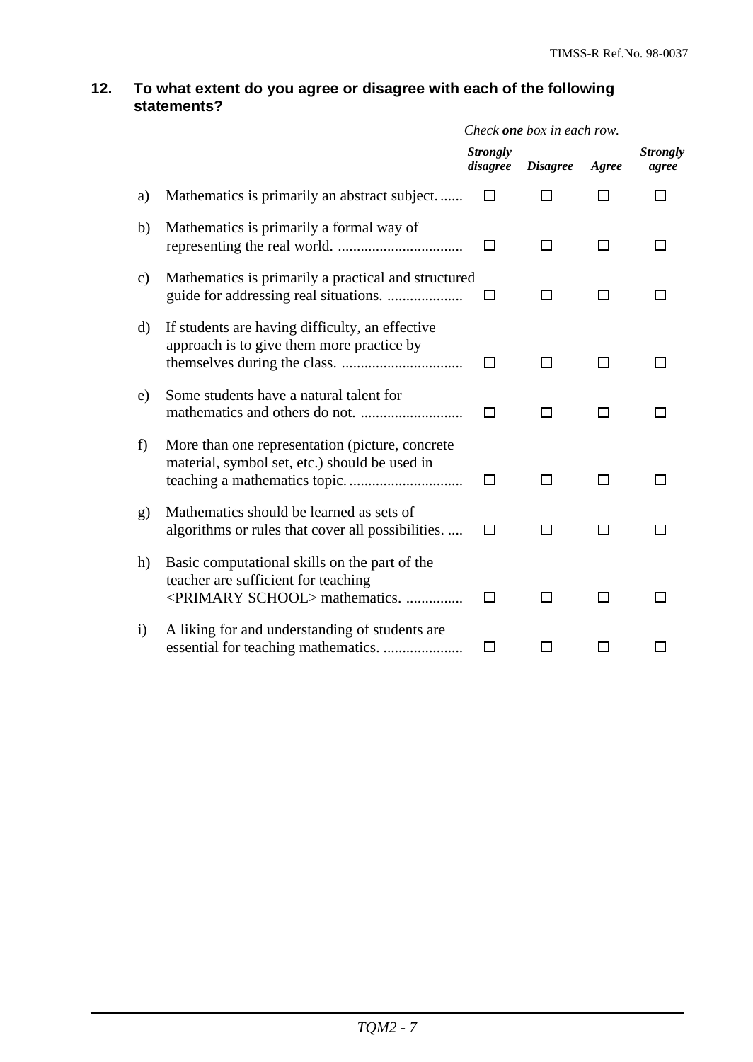**12. To what extent do you agree or disagree with each of the following statements?**

*Check **one** box in each row.*

| | | *Strongly disagree* | *Disagree* | *Agree* | *Strongly agree* |
|---|---|---|---|---|---|
| a) | Mathematics is primarily an abstract subject. ...... | ☐ | ☐ | ☐ | ☐ |
| b) | Mathematics is primarily a formal way of representing the real world. ................................. | ☐ | ☐ | ☐ | ☐ |
| c) | Mathematics is primarily a practical and structured guide for addressing real situations. .................... | ☐ | ☐ | ☐ | ☐ |
| d) | If students are having difficulty, an effective approach is to give them more practice by themselves during the class. ................................ | ☐ | ☐ | ☐ | ☐ |
| e) | Some students have a natural talent for mathematics and others do not. ........................... | ☐ | ☐ | ☐ | ☐ |
| f) | More than one representation (picture, concrete material, symbol set, etc.) should be used in teaching a mathematics topic. ............................. | ☐ | ☐ | ☐ | ☐ |
| g) | Mathematics should be learned as sets of algorithms or rules that cover all possibilities. .... | ☐ | ☐ | ☐ | ☐ |
| h) | Basic computational skills on the part of the teacher are sufficient for teaching <PRIMARY SCHOOL> mathematics. ............... | ☐ | ☐ | ☐ | ☐ |
| i) | A liking for and understanding of students are essential for teaching mathematics. ..................... | ☐ | ☐ | ☐ | ☐ |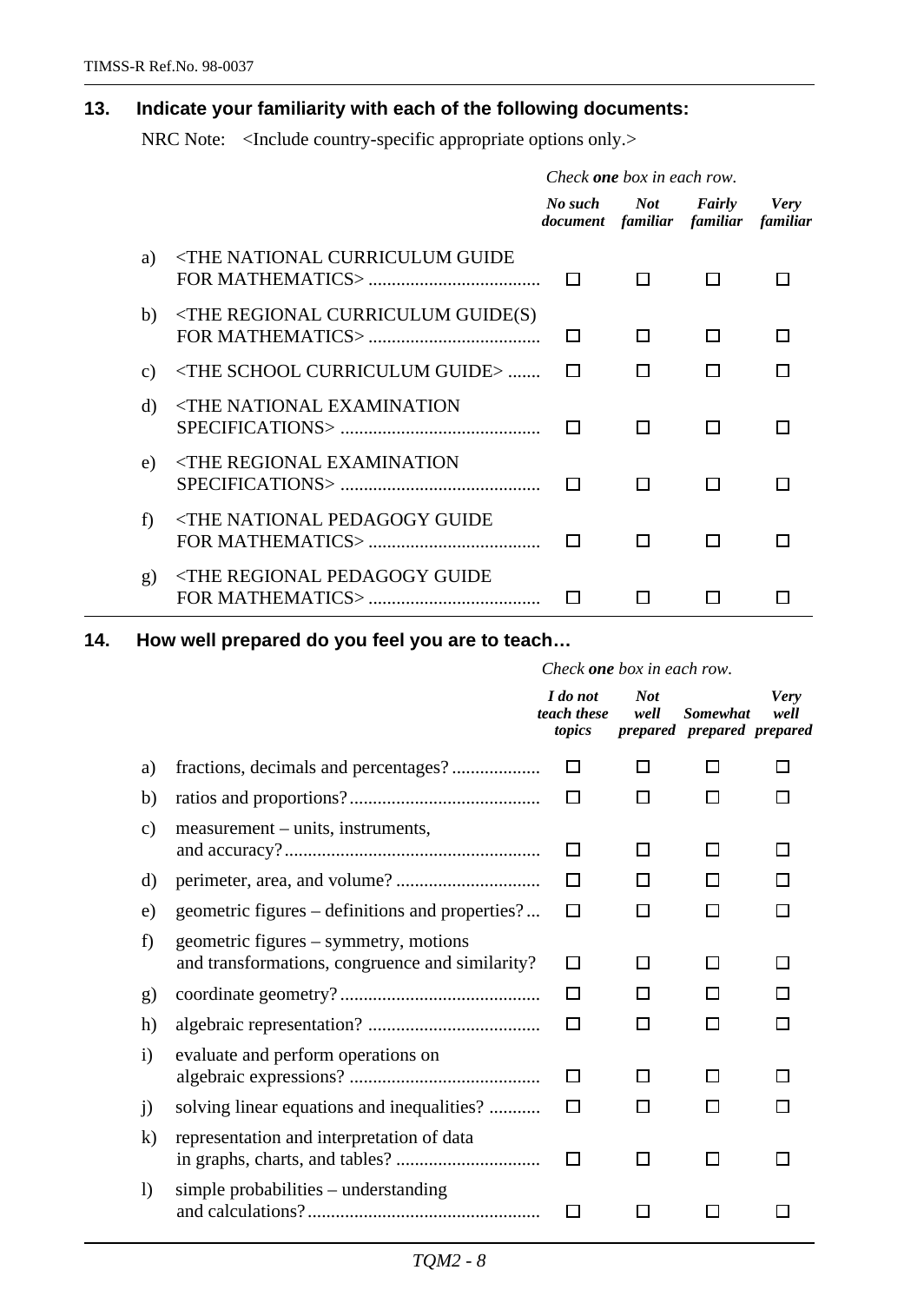## 13. Indicate your familiarity with each of the following documents:

NRC Note: <Include country-specific appropriate options only.>

*Check **one** box in each row.*

| | | *No such document* | *Not familiar* | *Fairly familiar* | *Very familiar* |
|---|---|---|---|---|---|
| a) | <THE NATIONAL CURRICULUM GUIDE FOR MATHEMATICS> | ☐ | ☐ | ☐ | ☐ |
| b) | <THE REGIONAL CURRICULUM GUIDE(S) FOR MATHEMATICS> | ☐ | ☐ | ☐ | ☐ |
| c) | <THE SCHOOL CURRICULUM GUIDE> | ☐ | ☐ | ☐ | ☐ |
| d) | <THE NATIONAL EXAMINATION SPECIFICATIONS> | ☐ | ☐ | ☐ | ☐ |
| e) | <THE REGIONAL EXAMINATION SPECIFICATIONS> | ☐ | ☐ | ☐ | ☐ |
| f) | <THE NATIONAL PEDAGOGY GUIDE FOR MATHEMATICS> | ☐ | ☐ | ☐ | ☐ |
| g) | <THE REGIONAL PEDAGOGY GUIDE FOR MATHEMATICS> | ☐ | ☐ | ☐ | ☐ |

## 14. How well prepared do you feel you are to teach…

*Check **one** box in each row.*

| | | *I do not teach these topics* | *Not well prepared* | *Somewhat prepared* | *Very well prepared* |
|---|---|---|---|---|---|
| a) | fractions, decimals and percentages? | ☐ | ☐ | ☐ | ☐ |
| b) | ratios and proportions? | ☐ | ☐ | ☐ | ☐ |
| c) | measurement – units, instruments, and accuracy? | ☐ | ☐ | ☐ | ☐ |
| d) | perimeter, area, and volume? | ☐ | ☐ | ☐ | ☐ |
| e) | geometric figures – definitions and properties? | ☐ | ☐ | ☐ | ☐ |
| f) | geometric figures – symmetry, motions and transformations, congruence and similarity? | ☐ | ☐ | ☐ | ☐ |
| g) | coordinate geometry? | ☐ | ☐ | ☐ | ☐ |
| h) | algebraic representation? | ☐ | ☐ | ☐ | ☐ |
| i) | evaluate and perform operations on algebraic expressions? | ☐ | ☐ | ☐ | ☐ |
| j) | solving linear equations and inequalities? | ☐ | ☐ | ☐ | ☐ |
| k) | representation and interpretation of data in graphs, charts, and tables? | ☐ | ☐ | ☐ | ☐ |
| l) | simple probabilities – understanding and calculations? | ☐ | ☐ | ☐ | ☐ |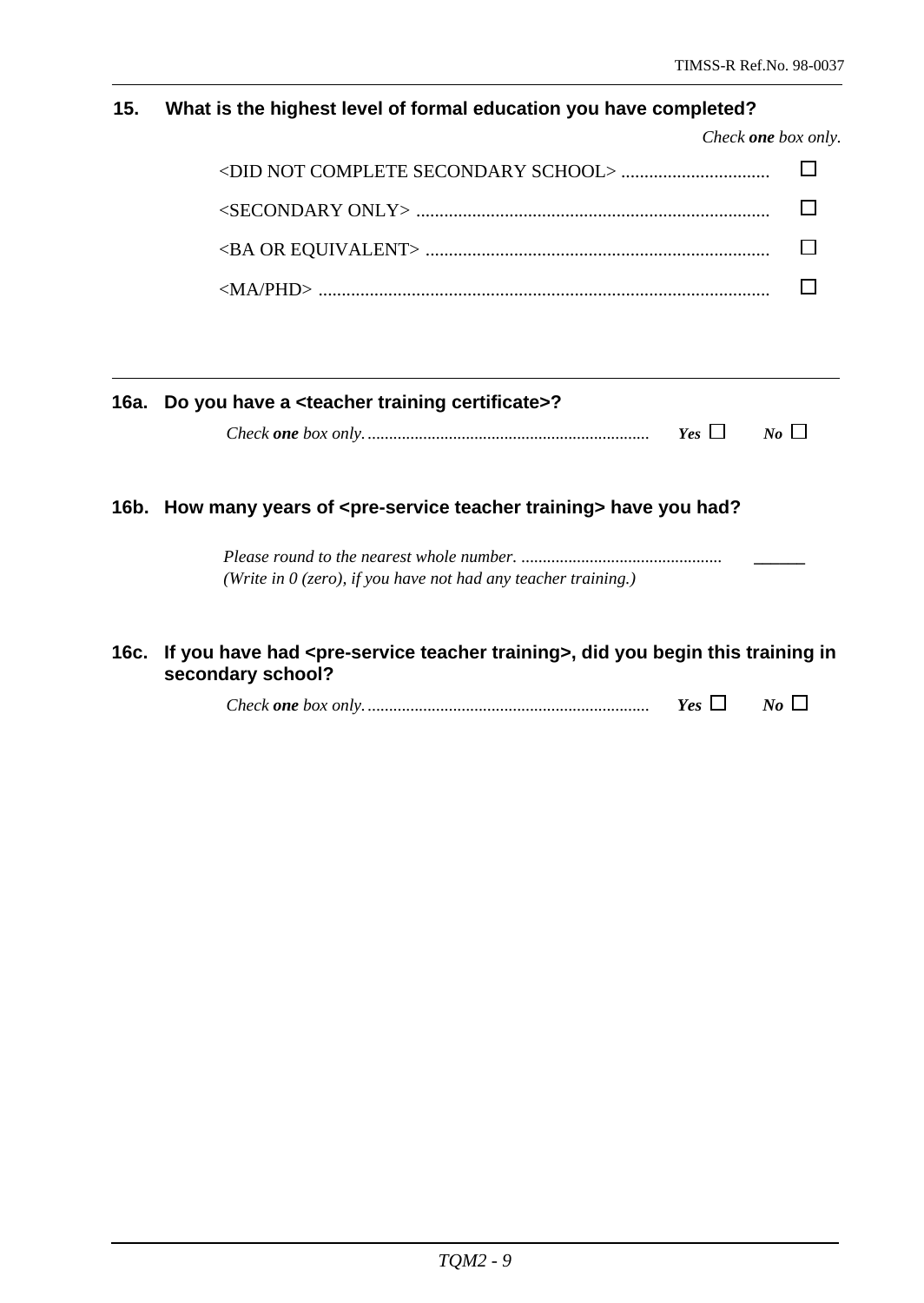**15. What is the highest level of formal education you have completed?**

*Check **one** box only.*

- <DID NOT COMPLETE SECONDARY SCHOOL> ................................ ☐
- <SECONDARY ONLY> ............................................................................ ☐
- <BA OR EQUIVALENT> .......................................................................... ☐
- <MA/PHD> ................................................................................................ ☐

---

**16a. Do you have a <teacher training certificate>?**

*Check **one** box only.* ................................................................. ***Yes*** ☐ ***No*** ☐

**16b. How many years of <pre-service teacher training> have you had?**

*Please round to the nearest whole number.* .............................................. ______
*(Write in 0 (zero), if you have not had any teacher training.)*

**16c. If you have had <pre-service teacher training>, did you begin this training in secondary school?**

*Check **one** box only.* ................................................................. ***Yes*** ☐ ***No*** ☐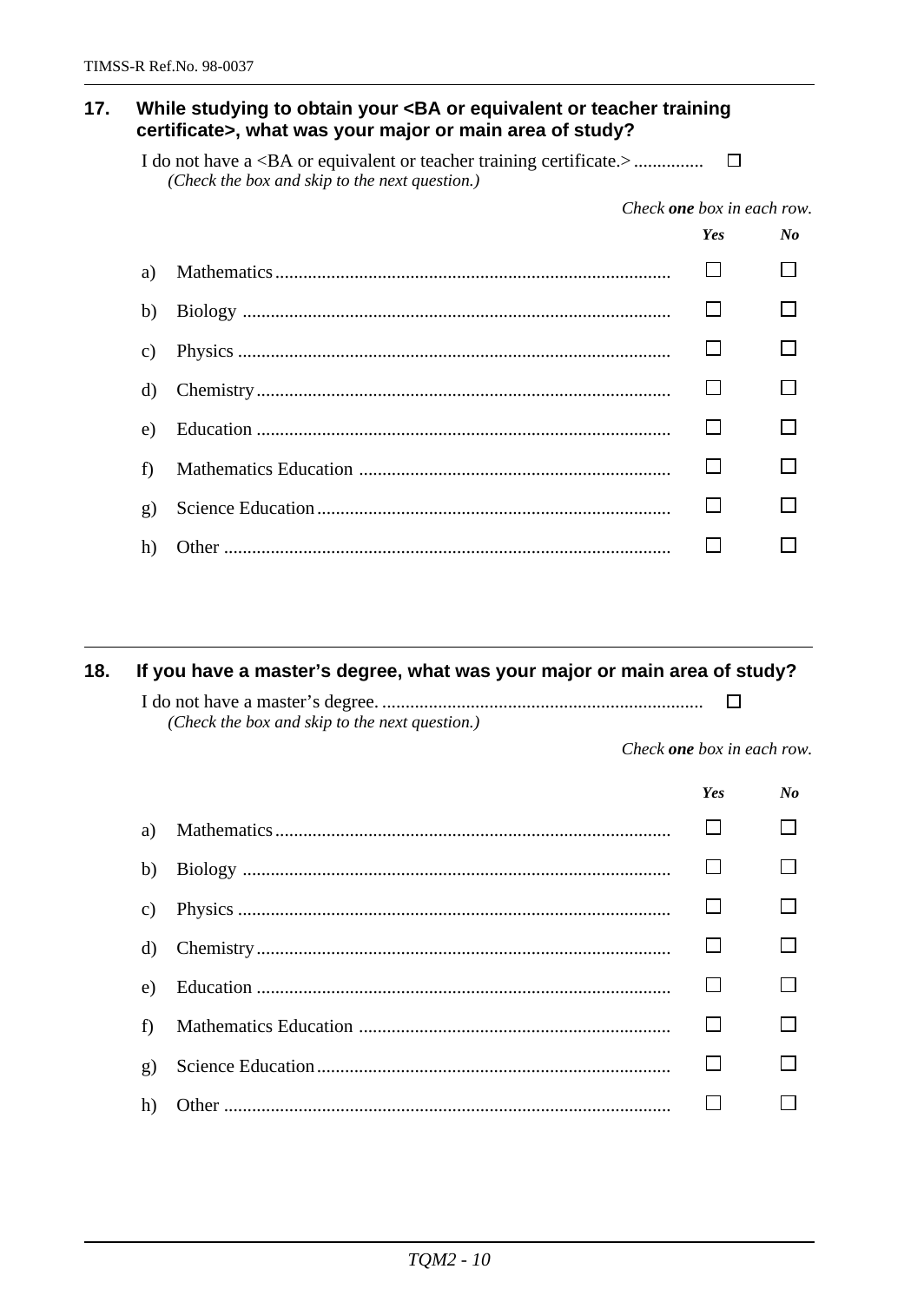**17. While studying to obtain your <BA or equivalent or teacher training certificate>, what was your major or main area of study?**

I do not have a <BA or equivalent or teacher training certificate.> ............... ☐
*(Check the box and skip to the next question.)*

*Check **one** box in each row.*

| | | ***Yes*** | ***No*** |
|---|---|---|---|
| a) | Mathematics........................................................................................ | ☐ | ☐ |
| b) | Biology ............................................................................................ | ☐ | ☐ |
| c) | Physics ............................................................................................ | ☐ | ☐ |
| d) | Chemistry......................................................................................... | ☐ | ☐ |
| e) | Education ......................................................................................... | ☐ | ☐ |
| f) | Mathematics Education ................................................................... | ☐ | ☐ |
| g) | Science Education............................................................................ | ☐ | ☐ |
| h) | Other ............................................................................................... | ☐ | ☐ |

**18. If you have a master's degree, what was your major or main area of study?**

I do not have a master's degree. ..................................................................... ☐
*(Check the box and skip to the next question.)*

*Check **one** box in each row.*

| | | ***Yes*** | ***No*** |
|---|---|---|---|
| a) | Mathematics........................................................................................ | ☐ | ☐ |
| b) | Biology ............................................................................................ | ☐ | ☐ |
| c) | Physics ............................................................................................ | ☐ | ☐ |
| d) | Chemistry......................................................................................... | ☐ | ☐ |
| e) | Education ......................................................................................... | ☐ | ☐ |
| f) | Mathematics Education ................................................................... | ☐ | ☐ |
| g) | Science Education............................................................................ | ☐ | ☐ |
| h) | Other ............................................................................................... | ☐ | ☐ |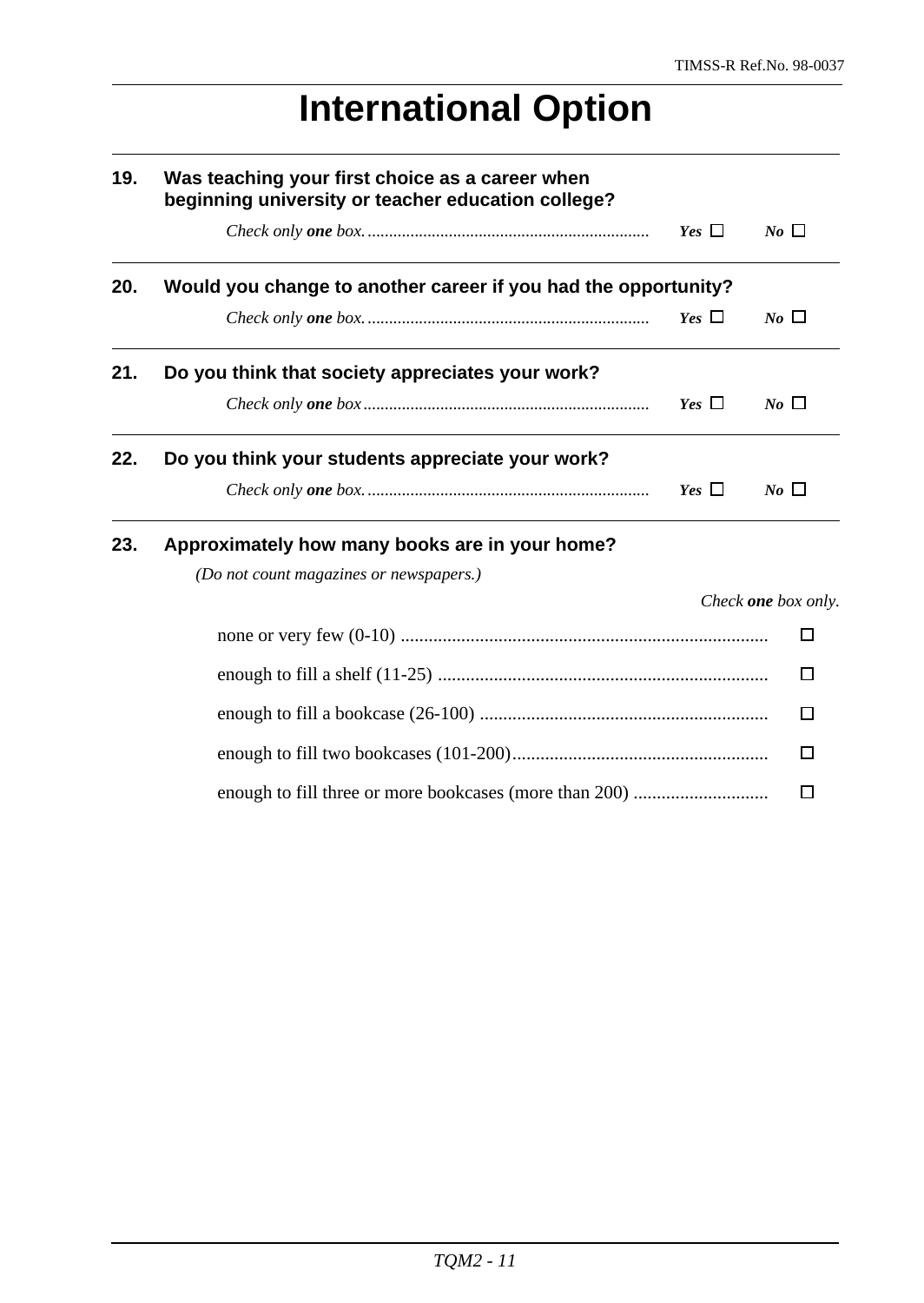# International Option

**19. Was teaching your first choice as a career when beginning university or teacher education college?**

*Check only **one** box.* ................................................................. ***Yes*** ☐ ***No*** ☐

---

**20. Would you change to another career if you had the opportunity?**

*Check only **one** box.* ................................................................. ***Yes*** ☐ ***No*** ☐

---

**21. Do you think that society appreciates your work?**

*Check only **one** box* .................................................................. ***Yes*** ☐ ***No*** ☐

---

**22. Do you think your students appreciate your work?**

*Check only **one** box.* ................................................................. ***Yes*** ☐ ***No*** ☐

---

**23. Approximately how many books are in your home?**

*(Do not count magazines or newspapers.)*

*Check **one** box only.*

- none or very few (0-10) .............................................................................. ☐
- enough to fill a shelf (11-25) ....................................................................... ☐
- enough to fill a bookcase (26-100) .............................................................. ☐
- enough to fill two bookcases (101-200)....................................................... ☐
- enough to fill three or more bookcases (more than 200) ............................ ☐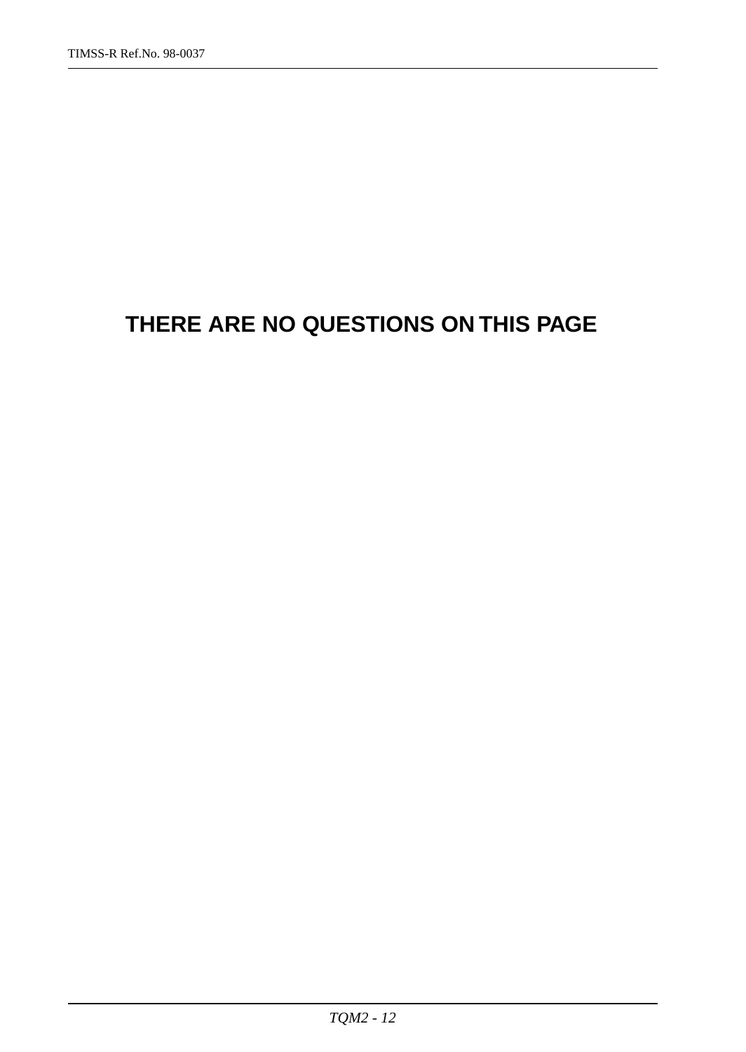**THERE ARE NO QUESTIONS ON THIS PAGE**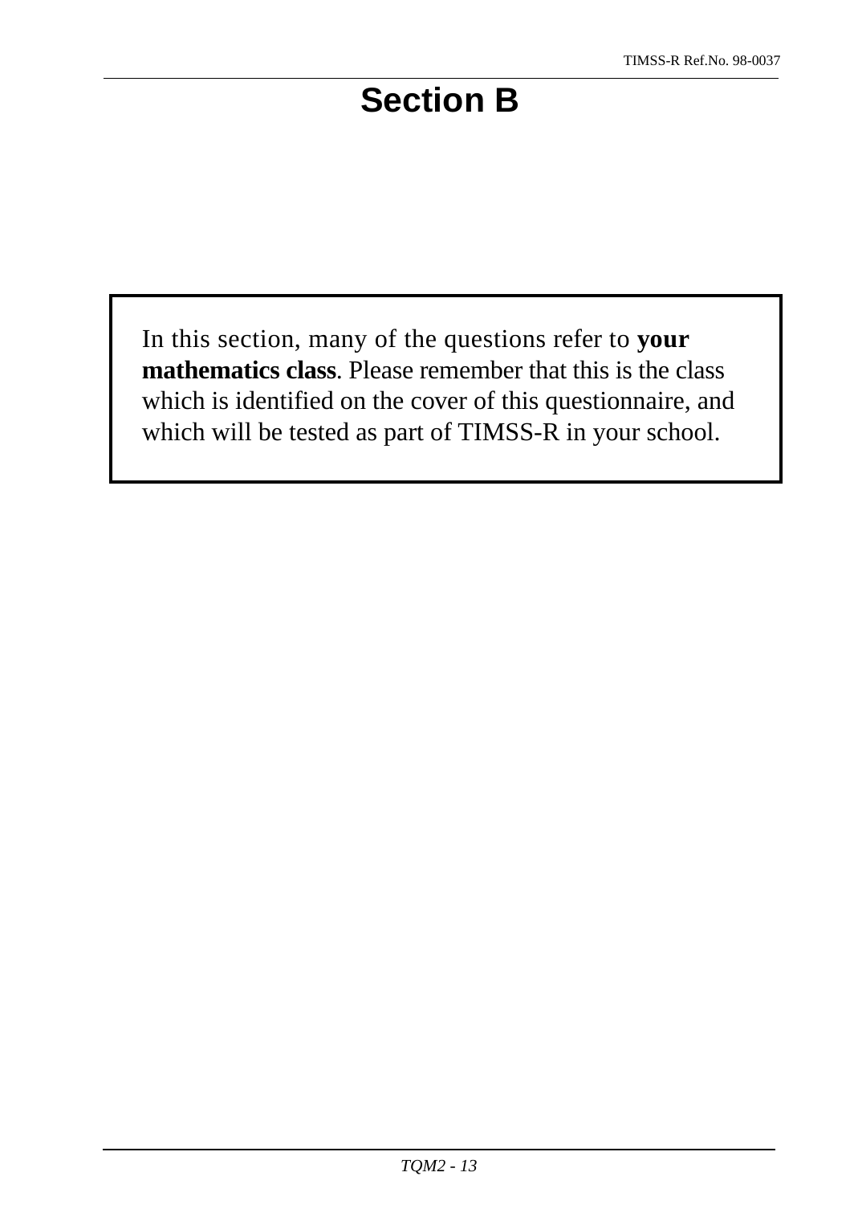# Section B

In this section, many of the questions refer to **your mathematics class**. Please remember that this is the class which is identified on the cover of this questionnaire, and which will be tested as part of TIMSS-R in your school.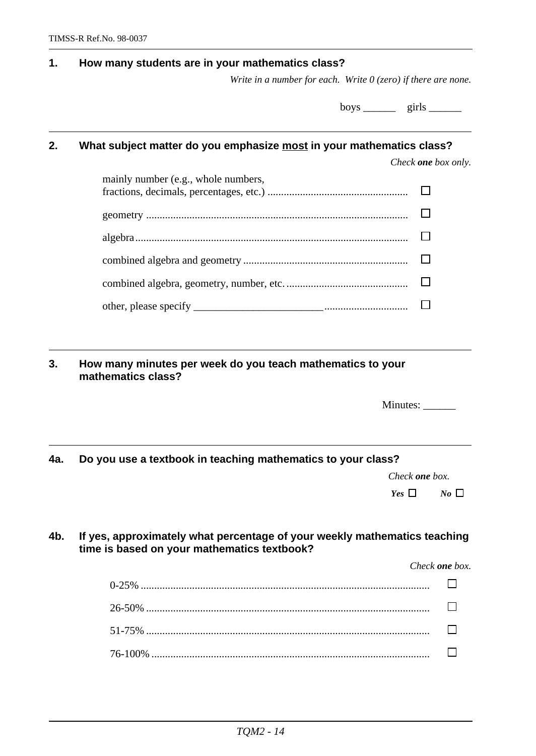**1. How many students are in your mathematics class?**

*Write in a number for each. Write 0 (zero) if there are none.*

boys ______ girls ______

---

**2. What subject matter do you emphasize <u>most</u> in your mathematics class?**

*Check **one** box only.*

- mainly number (e.g., whole numbers, fractions, decimals, percentages, etc.) ☐
- geometry ☐
- algebra ☐
- combined algebra and geometry ☐
- combined algebra, geometry, number, etc. ☐
- other, please specify ________________________ ☐

---

**3. How many minutes per week do you teach mathematics to your mathematics class?**

Minutes: ______

---

**4a. Do you use a textbook in teaching mathematics to your class?**

*Check **one** box.*

***Yes*** ☐ ***No*** ☐

**4b. If yes, approximately what percentage of your weekly mathematics teaching time is based on your mathematics textbook?**

*Check **one** box.*

- 0-25% ☐
- 26-50% ☐
- 51-75% ☐
- 76-100% ☐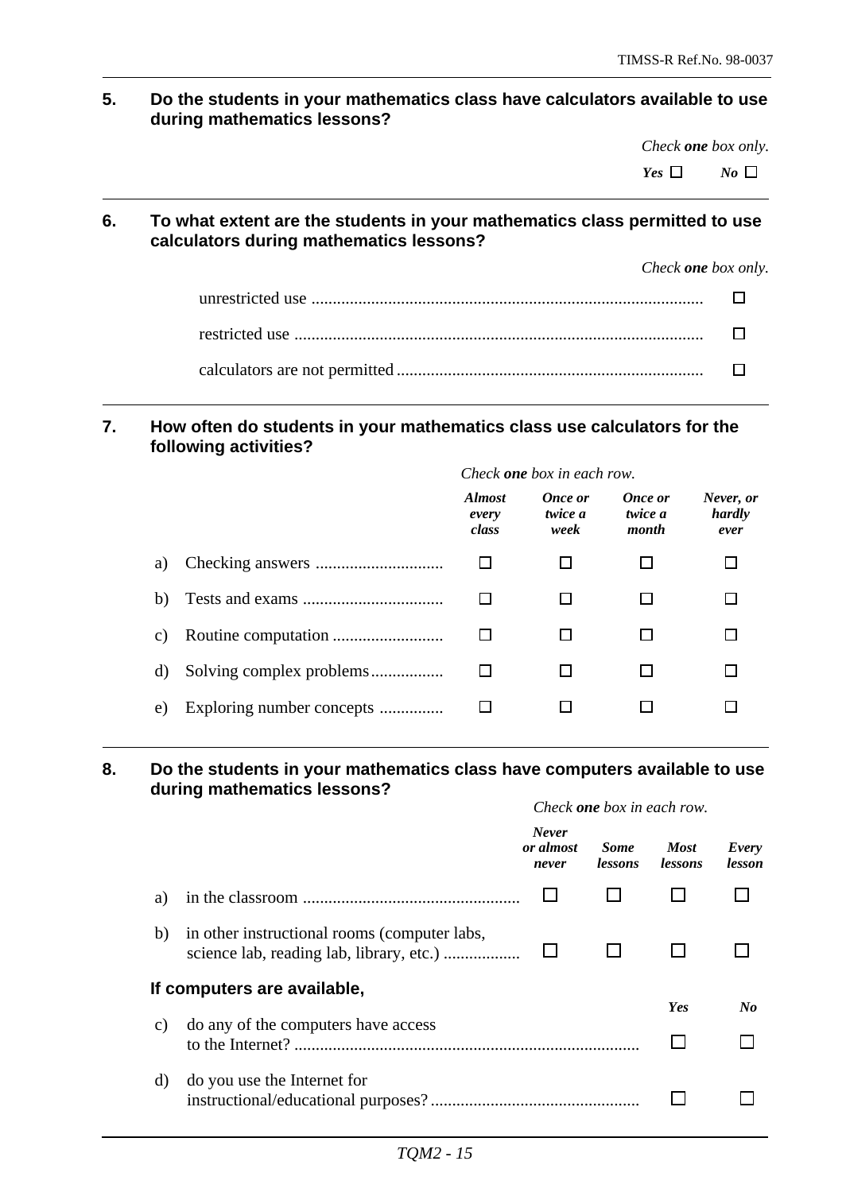**5. Do the students in your mathematics class have calculators available to use during mathematics lessons?**

*Check **one** box only.*

*Yes* ☐ *No* ☐

**6. To what extent are the students in your mathematics class permitted to use calculators during mathematics lessons?**

*Check **one** box only.*

| | |
|---|---|
| unrestricted use | ☐ |
| restricted use | ☐ |
| calculators are not permitted | ☐ |

**7. How often do students in your mathematics class use calculators for the following activities?**

*Check **one** box in each row.*

| | *Almost every class* | *Once or twice a week* | *Once or twice a month* | *Never, or hardly ever* |
|---|---|---|---|---|
| a) Checking answers | ☐ | ☐ | ☐ | ☐ |
| b) Tests and exams | ☐ | ☐ | ☐ | ☐ |
| c) Routine computation | ☐ | ☐ | ☐ | ☐ |
| d) Solving complex problems | ☐ | ☐ | ☐ | ☐ |
| e) Exploring number concepts | ☐ | ☐ | ☐ | ☐ |

**8. Do the students in your mathematics class have computers available to use during mathematics lessons?**

*Check **one** box in each row.*

| | *Never or almost never* | *Some lessons* | *Most lessons* | *Every lesson* |
|---|---|---|---|---|
| a) in the classroom | ☐ | ☐ | ☐ | ☐ |
| b) in other instructional rooms (computer labs, science lab, reading lab, library, etc.) | ☐ | ☐ | ☐ | ☐ |

**If computers are available,**

| | *Yes* | *No* |
|---|---|---|
| c) do any of the computers have access to the Internet? | ☐ | ☐ |
| d) do you use the Internet for instructional/educational purposes? | ☐ | ☐ |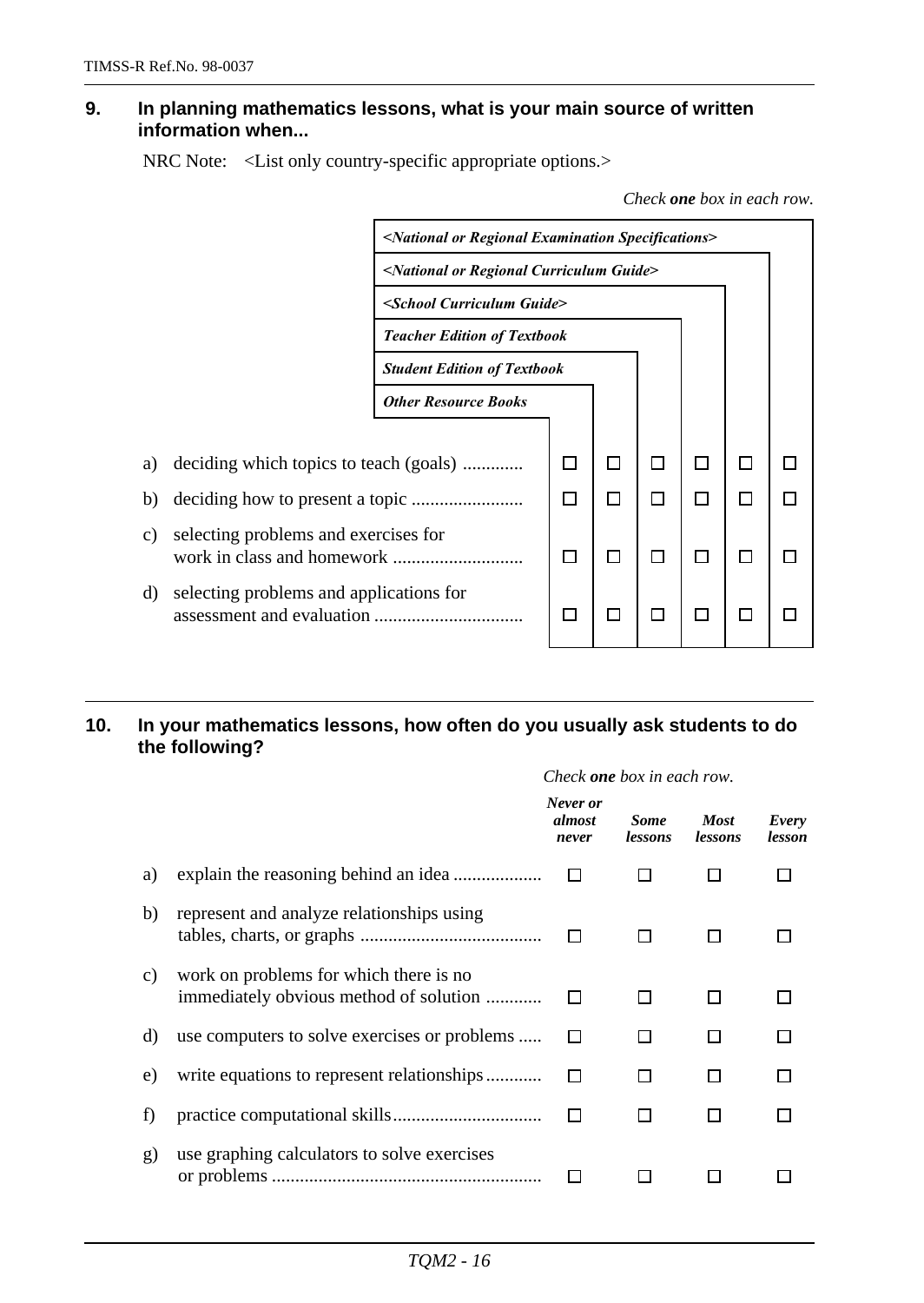**9. In planning mathematics lessons, what is your main source of written information when...**

NRC Note: <List only country-specific appropriate options.>

*Check **one** box in each row.*

| | *Other Resource Books* | *Student Edition of Textbook* | *Teacher Edition of Textbook* | *<School Curriculum Guide>* | *<National or Regional Curriculum Guide>* | *<National or Regional Examination Specifications>* |
|---|---|---|---|---|---|---|
| a) deciding which topics to teach (goals) | ☐ | ☐ | ☐ | ☐ | ☐ | ☐ |
| b) deciding how to present a topic | ☐ | ☐ | ☐ | ☐ | ☐ | ☐ |
| c) selecting problems and exercises for work in class and homework | ☐ | ☐ | ☐ | ☐ | ☐ | ☐ |
| d) selecting problems and applications for assessment and evaluation | ☐ | ☐ | ☐ | ☐ | ☐ | ☐ |

---

**10. In your mathematics lessons, how often do you usually ask students to do the following?**

*Check **one** box in each row.*

| | *Never or almost never* | *Some lessons* | *Most lessons* | *Every lesson* |
|---|---|---|---|---|
| a) explain the reasoning behind an idea | ☐ | ☐ | ☐ | ☐ |
| b) represent and analyze relationships using tables, charts, or graphs | ☐ | ☐ | ☐ | ☐ |
| c) work on problems for which there is no immediately obvious method of solution | ☐ | ☐ | ☐ | ☐ |
| d) use computers to solve exercises or problems | ☐ | ☐ | ☐ | ☐ |
| e) write equations to represent relationships | ☐ | ☐ | ☐ | ☐ |
| f) practice computational skills | ☐ | ☐ | ☐ | ☐ |
| g) use graphing calculators to solve exercises or problems | ☐ | ☐ | ☐ | ☐ |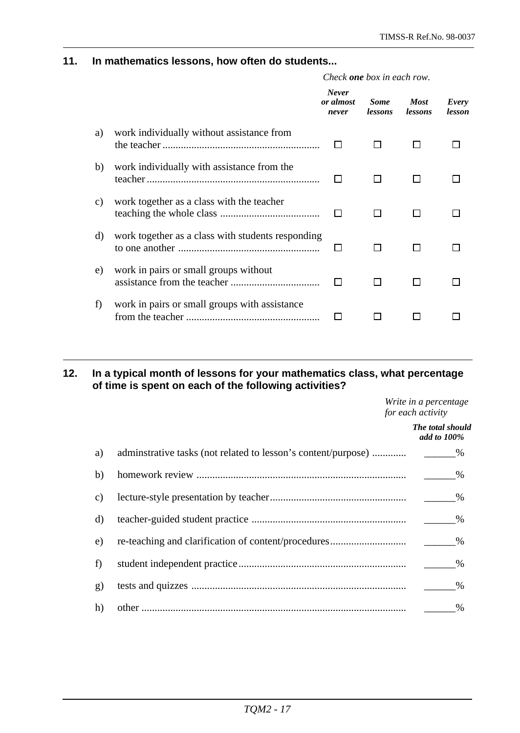**11. In mathematics lessons, how often do students...**

*Check **one** box in each row.*

| | *Never or almost never* | *Some lessons* | *Most lessons* | *Every lesson* |
|---|---|---|---|---|
| a) work individually without assistance from the teacher | ☐ | ☐ | ☐ | ☐ |
| b) work individually with assistance from the teacher | ☐ | ☐ | ☐ | ☐ |
| c) work together as a class with the teacher teaching the whole class | ☐ | ☐ | ☐ | ☐ |
| d) work together as a class with students responding to one another | ☐ | ☐ | ☐ | ☐ |
| e) work in pairs or small groups without assistance from the teacher | ☐ | ☐ | ☐ | ☐ |
| f) work in pairs or small groups with assistance from the teacher | ☐ | ☐ | ☐ | ☐ |

---

**12. In a typical month of lessons for your mathematics class, what percentage of time is spent on each of the following activities?**

*Write in a percentage for each activity*

***The total should add to 100%***

| | |
|---|---|
| a) adminstrative tasks (not related to lesson's content/purpose) | ______% |
| b) homework review | ______% |
| c) lecture-style presentation by teacher | ______% |
| d) teacher-guided student practice | ______% |
| e) re-teaching and clarification of content/procedures | ______% |
| f) student independent practice | ______% |
| g) tests and quizzes | ______% |
| h) other | ______% |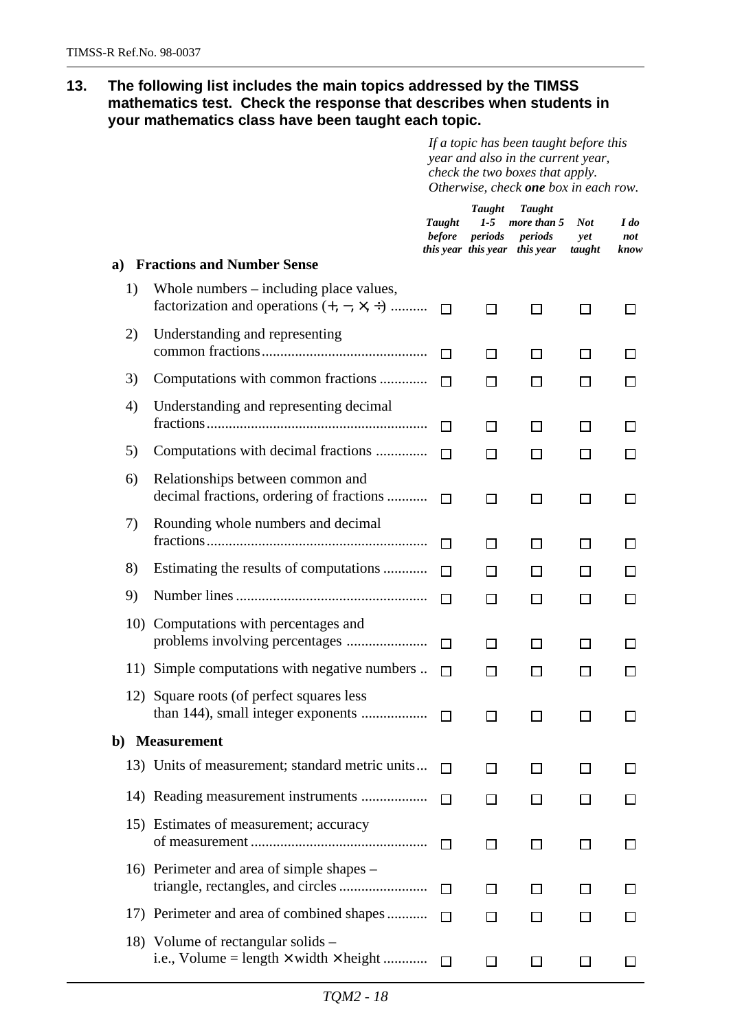**13. The following list includes the main topics addressed by the TIMSS mathematics test. Check the response that describes when students in your mathematics class have been taught each topic.**

*If a topic has been taught before this year and also in the current year, check the two boxes that apply. Otherwise, check **one** box in each row.*

| | *Taught before this year* | *Taught 1-5 periods this year* | *Taught more than 5 periods this year* | *Not yet taught* | *I do not know* |
|---|---|---|---|---|---|
| **a) Fractions and Number Sense** | | | | | |
| 1) Whole numbers – including place values, factorization and operations (+, −, ×, ÷) | ☐ | ☐ | ☐ | ☐ | ☐ |
| 2) Understanding and representing common fractions | ☐ | ☐ | ☐ | ☐ | ☐ |
| 3) Computations with common fractions | ☐ | ☐ | ☐ | ☐ | ☐ |
| 4) Understanding and representing decimal fractions | ☐ | ☐ | ☐ | ☐ | ☐ |
| 5) Computations with decimal fractions | ☐ | ☐ | ☐ | ☐ | ☐ |
| 6) Relationships between common and decimal fractions, ordering of fractions | ☐ | ☐ | ☐ | ☐ | ☐ |
| 7) Rounding whole numbers and decimal fractions | ☐ | ☐ | ☐ | ☐ | ☐ |
| 8) Estimating the results of computations | ☐ | ☐ | ☐ | ☐ | ☐ |
| 9) Number lines | ☐ | ☐ | ☐ | ☐ | ☐ |
| 10) Computations with percentages and problems involving percentages | ☐ | ☐ | ☐ | ☐ | ☐ |
| 11) Simple computations with negative numbers | ☐ | ☐ | ☐ | ☐ | ☐ |
| 12) Square roots (of perfect squares less than 144), small integer exponents | ☐ | ☐ | ☐ | ☐ | ☐ |
| **b) Measurement** | | | | | |
| 13) Units of measurement; standard metric units | ☐ | ☐ | ☐ | ☐ | ☐ |
| 14) Reading measurement instruments | ☐ | ☐ | ☐ | ☐ | ☐ |
| 15) Estimates of measurement; accuracy of measurement | ☐ | ☐ | ☐ | ☐ | ☐ |
| 16) Perimeter and area of simple shapes – triangle, rectangles, and circles | ☐ | ☐ | ☐ | ☐ | ☐ |
| 17) Perimeter and area of combined shapes | ☐ | ☐ | ☐ | ☐ | ☐ |
| 18) Volume of rectangular solids – i.e., Volume = length × width × height | ☐ | ☐ | ☐ | ☐ | ☐ |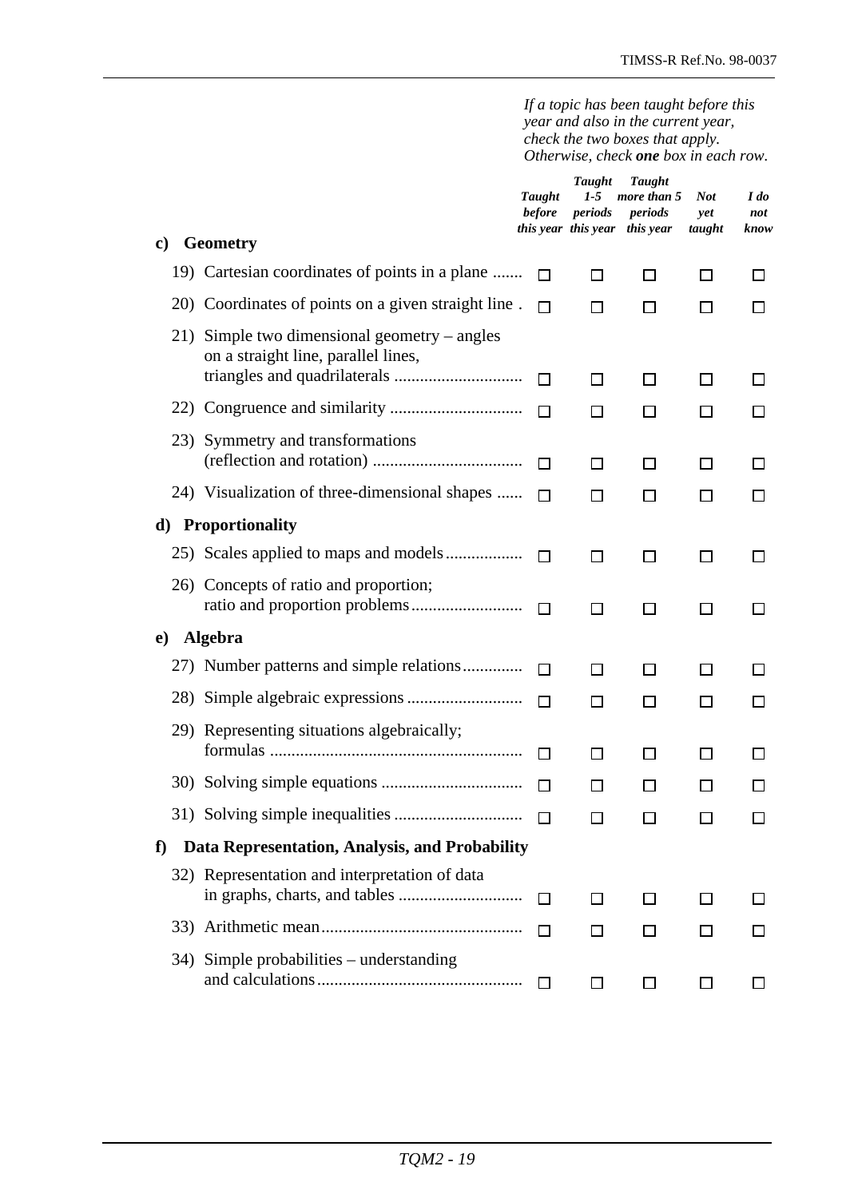*If a topic has been taught before this year and also in the current year, check the two boxes that apply. Otherwise, check **one** box in each row.*

| | *Taught before this year* | *Taught 1-5 periods this year* | *Taught more than 5 periods this year* | *Not yet taught* | *I do not know* |
|---|---|---|---|---|---|
| **c) Geometry** | | | | | |
| 19) Cartesian coordinates of points in a plane ....... | ☐ | ☐ | ☐ | ☐ | ☐ |
| 20) Coordinates of points on a given straight line . | ☐ | ☐ | ☐ | ☐ | ☐ |
| 21) Simple two dimensional geometry – angles on a straight line, parallel lines, triangles and quadrilaterals ............................. | ☐ | ☐ | ☐ | ☐ | ☐ |
| 22) Congruence and similarity .............................. | ☐ | ☐ | ☐ | ☐ | ☐ |
| 23) Symmetry and transformations (reflection and rotation) .................................. | ☐ | ☐ | ☐ | ☐ | ☐ |
| 24) Visualization of three-dimensional shapes ...... | ☐ | ☐ | ☐ | ☐ | ☐ |
| **d) Proportionality** | | | | | |
| 25) Scales applied to maps and models................. | ☐ | ☐ | ☐ | ☐ | ☐ |
| 26) Concepts of ratio and proportion; ratio and proportion problems......................... | ☐ | ☐ | ☐ | ☐ | ☐ |
| **e) Algebra** | | | | | |
| 27) Number patterns and simple relations............. | ☐ | ☐ | ☐ | ☐ | ☐ |
| 28) Simple algebraic expressions .......................... | ☐ | ☐ | ☐ | ☐ | ☐ |
| 29) Representing situations algebraically; formulas .......................................................... | ☐ | ☐ | ☐ | ☐ | ☐ |
| 30) Solving simple equations ................................ | ☐ | ☐ | ☐ | ☐ | ☐ |
| 31) Solving simple inequalities ............................. | ☐ | ☐ | ☐ | ☐ | ☐ |
| **f) Data Representation, Analysis, and Probability** | | | | | |
| 32) Representation and interpretation of data in graphs, charts, and tables ............................ | ☐ | ☐ | ☐ | ☐ | ☐ |
| 33) Arithmetic mean.............................................. | ☐ | ☐ | ☐ | ☐ | ☐ |
| 34) Simple probabilities – understanding and calculations............................................... | ☐ | ☐ | ☐ | ☐ | ☐ |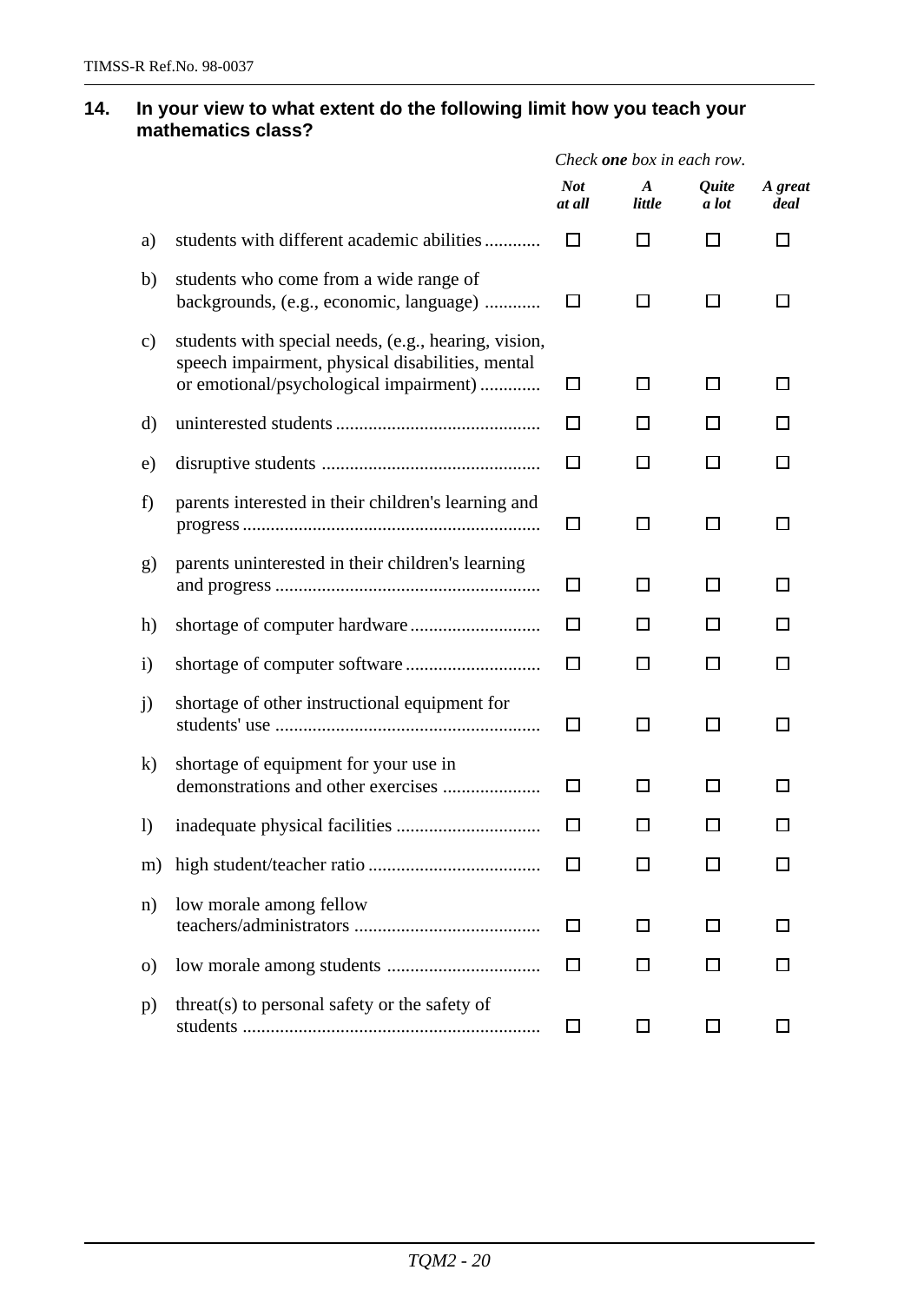**14. In your view to what extent do the following limit how you teach your mathematics class?**

*Check **one** box in each row.*

| | | *Not at all* | *A little* | *Quite a lot* | *A great deal* |
|---|---|---|---|---|---|
| a) | students with different academic abilities ............ | ☐ | ☐ | ☐ | ☐ |
| b) | students who come from a wide range of backgrounds, (e.g., economic, language) ............ | ☐ | ☐ | ☐ | ☐ |
| c) | students with special needs, (e.g., hearing, vision, speech impairment, physical disabilities, mental or emotional/psychological impairment) ............ | ☐ | ☐ | ☐ | ☐ |
| d) | uninterested students ............................................ | ☐ | ☐ | ☐ | ☐ |
| e) | disruptive students ............................................... | ☐ | ☐ | ☐ | ☐ |
| f) | parents interested in their children's learning and progress ................................................................ | ☐ | ☐ | ☐ | ☐ |
| g) | parents uninterested in their children's learning and progress .......................................................... | ☐ | ☐ | ☐ | ☐ |
| h) | shortage of computer hardware ............................ | ☐ | ☐ | ☐ | ☐ |
| i) | shortage of computer software ............................. | ☐ | ☐ | ☐ | ☐ |
| j) | shortage of other instructional equipment for students' use .......................................................... | ☐ | ☐ | ☐ | ☐ |
| k) | shortage of equipment for your use in demonstrations and other exercises ..................... | ☐ | ☐ | ☐ | ☐ |
| l) | inadequate physical facilities ............................... | ☐ | ☐ | ☐ | ☐ |
| m) | high student/teacher ratio ..................................... | ☐ | ☐ | ☐ | ☐ |
| n) | low morale among fellow teachers/administrators ........................................ | ☐ | ☐ | ☐ | ☐ |
| o) | low morale among students ................................. | ☐ | ☐ | ☐ | ☐ |
| p) | threat(s) to personal safety or the safety of students ................................................................ | ☐ | ☐ | ☐ | ☐ |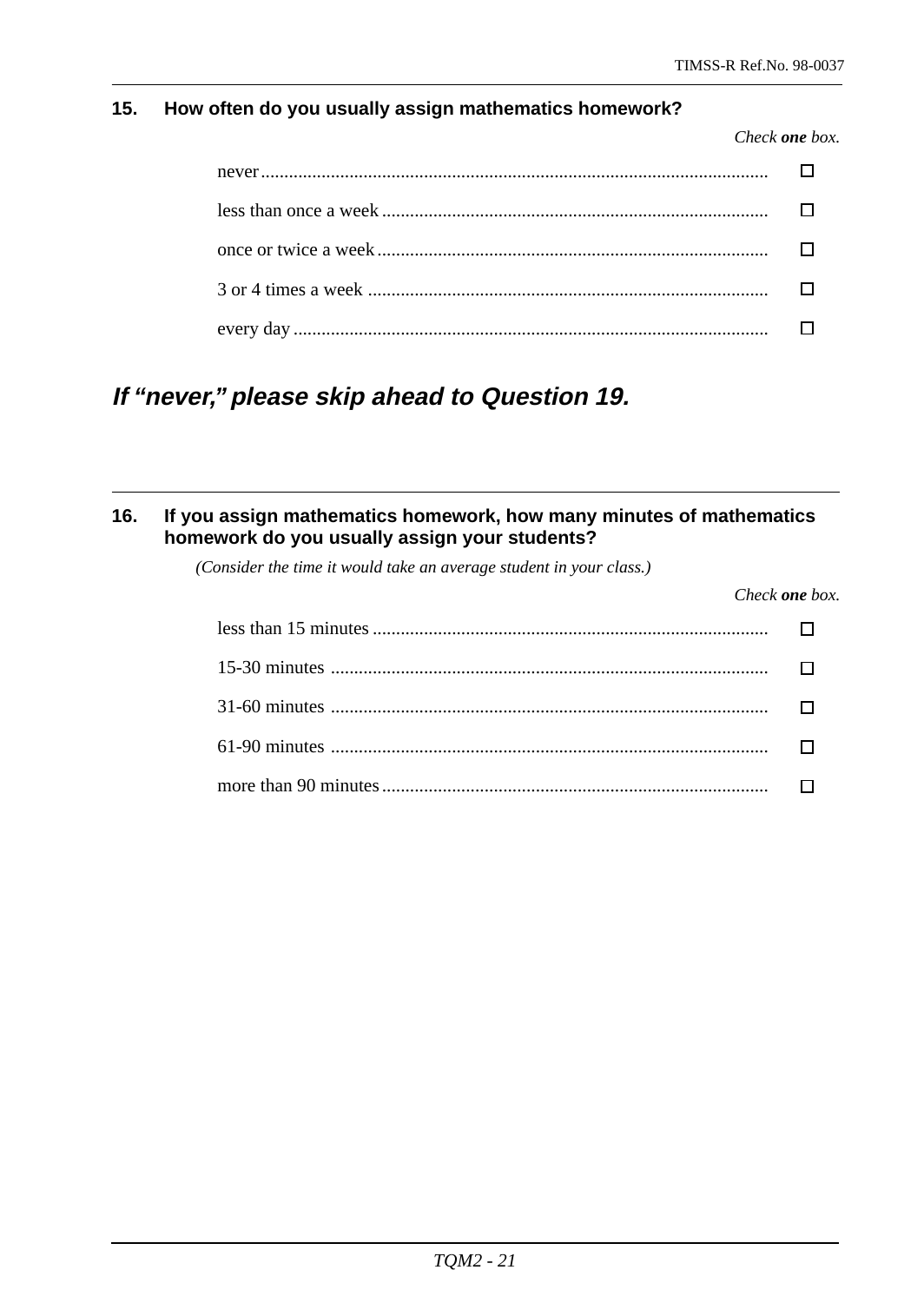**15. How often do you usually assign mathematics homework?**

*Check **one** box.*

- never ☐
- less than once a week ☐
- once or twice a week ☐
- 3 or 4 times a week ☐
- every day ☐

***If "never," please skip ahead to Question 19.***

---

**16. If you assign mathematics homework, how many minutes of mathematics homework do you usually assign your students?**

*(Consider the time it would take an average student in your class.)*

*Check **one** box.*

- less than 15 minutes ☐
- 15-30 minutes ☐
- 31-60 minutes ☐
- 61-90 minutes ☐
- more than 90 minutes ☐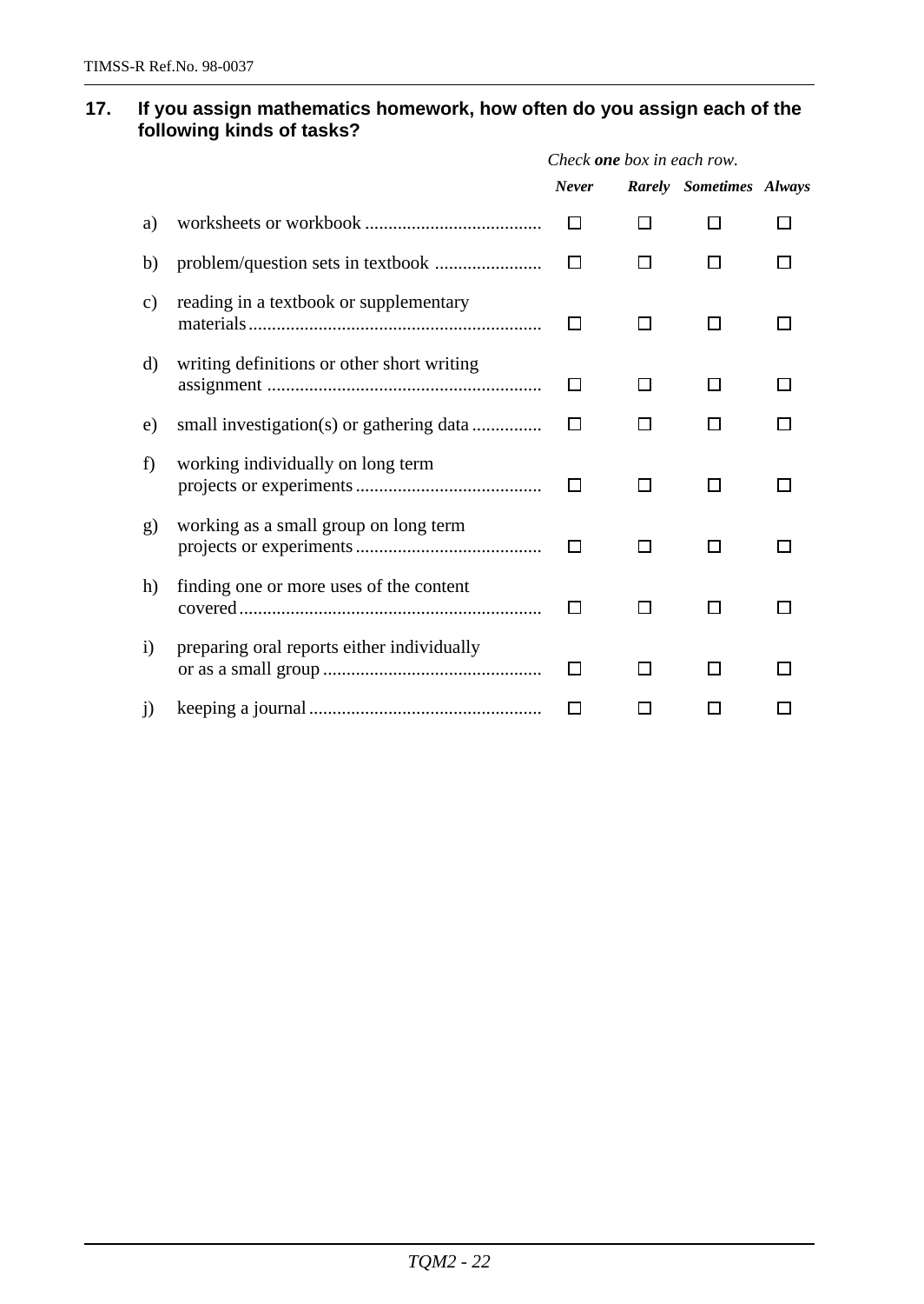**17. If you assign mathematics homework, how often do you assign each of the following kinds of tasks?**

*Check **one** box in each row.*

| | | *Never* | *Rarely* | *Sometimes* | *Always* |
|---|---|---|---|---|---|
| a) | worksheets or workbook | ☐ | ☐ | ☐ | ☐ |
| b) | problem/question sets in textbook | ☐ | ☐ | ☐ | ☐ |
| c) | reading in a textbook or supplementary materials | ☐ | ☐ | ☐ | ☐ |
| d) | writing definitions or other short writing assignment | ☐ | ☐ | ☐ | ☐ |
| e) | small investigation(s) or gathering data | ☐ | ☐ | ☐ | ☐ |
| f) | working individually on long term projects or experiments | ☐ | ☐ | ☐ | ☐ |
| g) | working as a small group on long term projects or experiments | ☐ | ☐ | ☐ | ☐ |
| h) | finding one or more uses of the content covered | ☐ | ☐ | ☐ | ☐ |
| i) | preparing oral reports either individually or as a small group | ☐ | ☐ | ☐ | ☐ |
| j) | keeping a journal | ☐ | ☐ | ☐ | ☐ |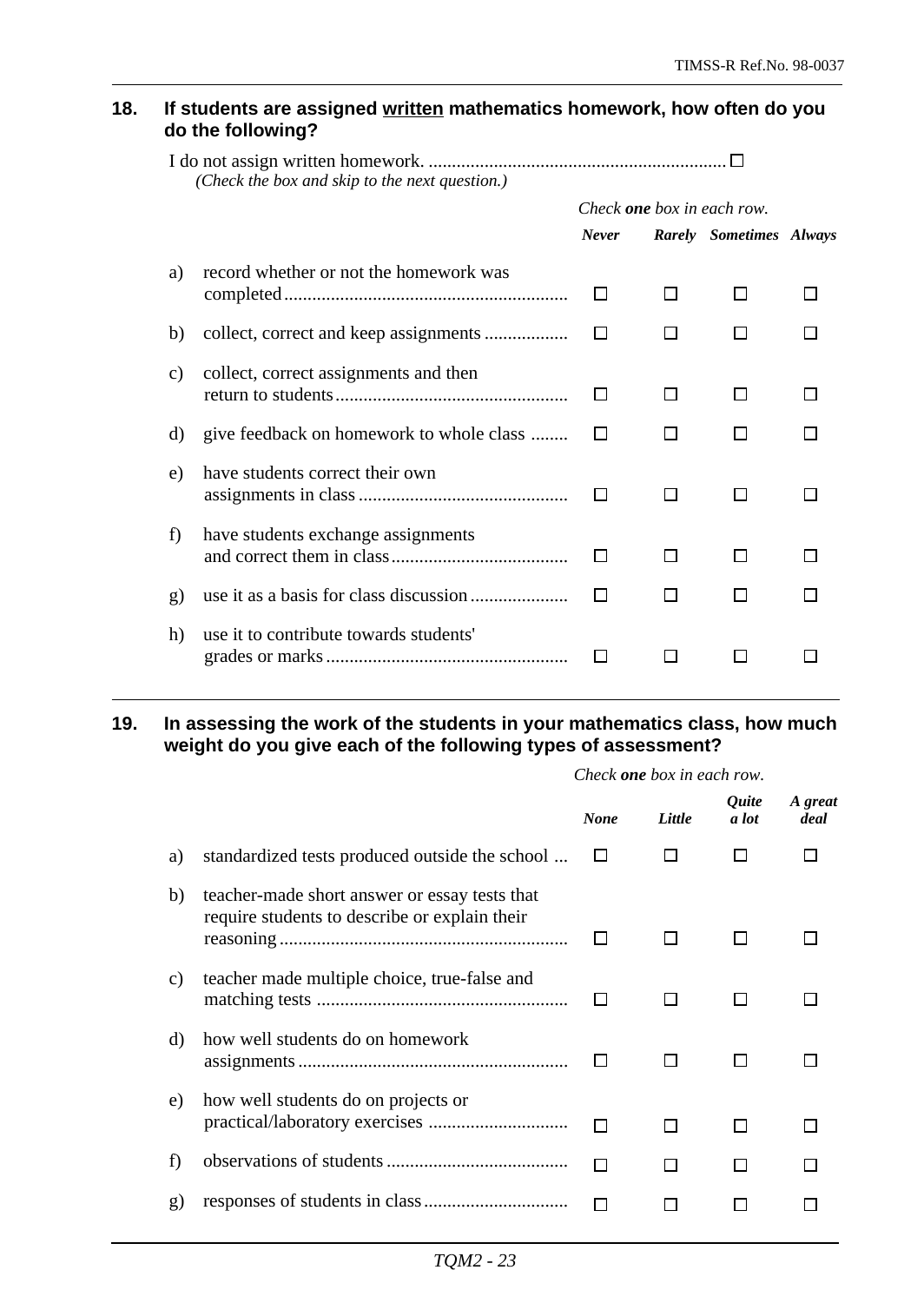**18. If students are assigned written mathematics homework, how often do you do the following?**

I do not assign written homework. ................................................................ ☐
*(Check the box and skip to the next question.)*

*Check **one** box in each row.*

| | | *Never* | *Rarely* | *Sometimes* | *Always* |
|---|---|---|---|---|---|
| a) | record whether or not the homework was completed | ☐ | ☐ | ☐ | ☐ |
| b) | collect, correct and keep assignments | ☐ | ☐ | ☐ | ☐ |
| c) | collect, correct assignments and then return to students | ☐ | ☐ | ☐ | ☐ |
| d) | give feedback on homework to whole class | ☐ | ☐ | ☐ | ☐ |
| e) | have students correct their own assignments in class | ☐ | ☐ | ☐ | ☐ |
| f) | have students exchange assignments and correct them in class | ☐ | ☐ | ☐ | ☐ |
| g) | use it as a basis for class discussion | ☐ | ☐ | ☐ | ☐ |
| h) | use it to contribute towards students' grades or marks | ☐ | ☐ | ☐ | ☐ |

**19. In assessing the work of the students in your mathematics class, how much weight do you give each of the following types of assessment?**

*Check **one** box in each row.*

| | | *None* | *Little* | *Quite a lot* | *A great deal* |
|---|---|---|---|---|---|
| a) | standardized tests produced outside the school | ☐ | ☐ | ☐ | ☐ |
| b) | teacher-made short answer or essay tests that require students to describe or explain their reasoning | ☐ | ☐ | ☐ | ☐ |
| c) | teacher made multiple choice, true-false and matching tests | ☐ | ☐ | ☐ | ☐ |
| d) | how well students do on homework assignments | ☐ | ☐ | ☐ | ☐ |
| e) | how well students do on projects or practical/laboratory exercises | ☐ | ☐ | ☐ | ☐ |
| f) | observations of students | ☐ | ☐ | ☐ | ☐ |
| g) | responses of students in class | ☐ | ☐ | ☐ | ☐ |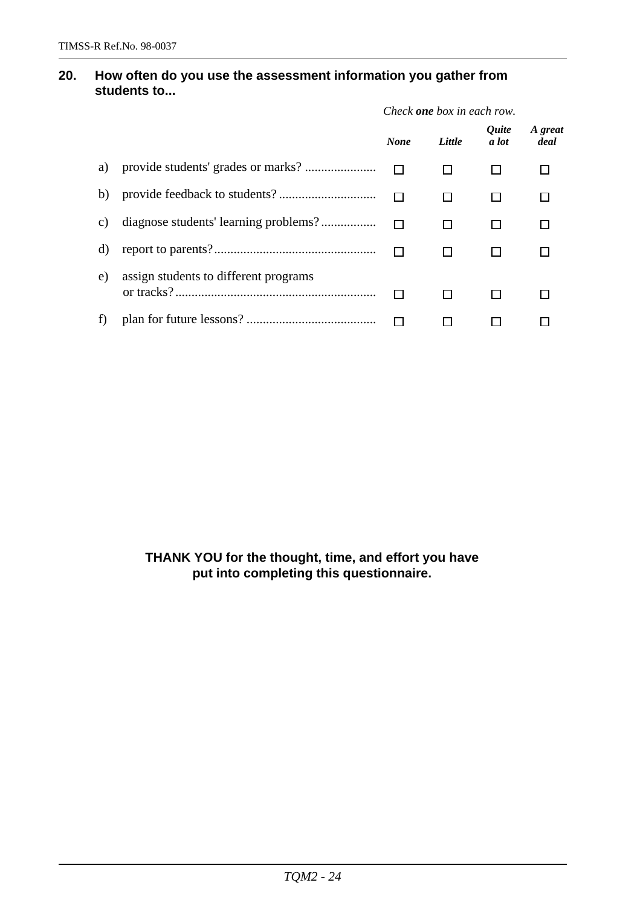**20. How often do you use the assessment information you gather from students to...**

*Check **one** box in each row.*

| | | *None* | *Little* | *Quite a lot* | *A great deal* |
|---|---|---|---|---|---|
| a) | provide students' grades or marks? | ☐ | ☐ | ☐ | ☐ |
| b) | provide feedback to students? | ☐ | ☐ | ☐ | ☐ |
| c) | diagnose students' learning problems? | ☐ | ☐ | ☐ | ☐ |
| d) | report to parents? | ☐ | ☐ | ☐ | ☐ |
| e) | assign students to different programs or tracks? | ☐ | ☐ | ☐ | ☐ |
| f) | plan for future lessons? | ☐ | ☐ | ☐ | ☐ |

**THANK YOU for the thought, time, and effort you have put into completing this questionnaire.**